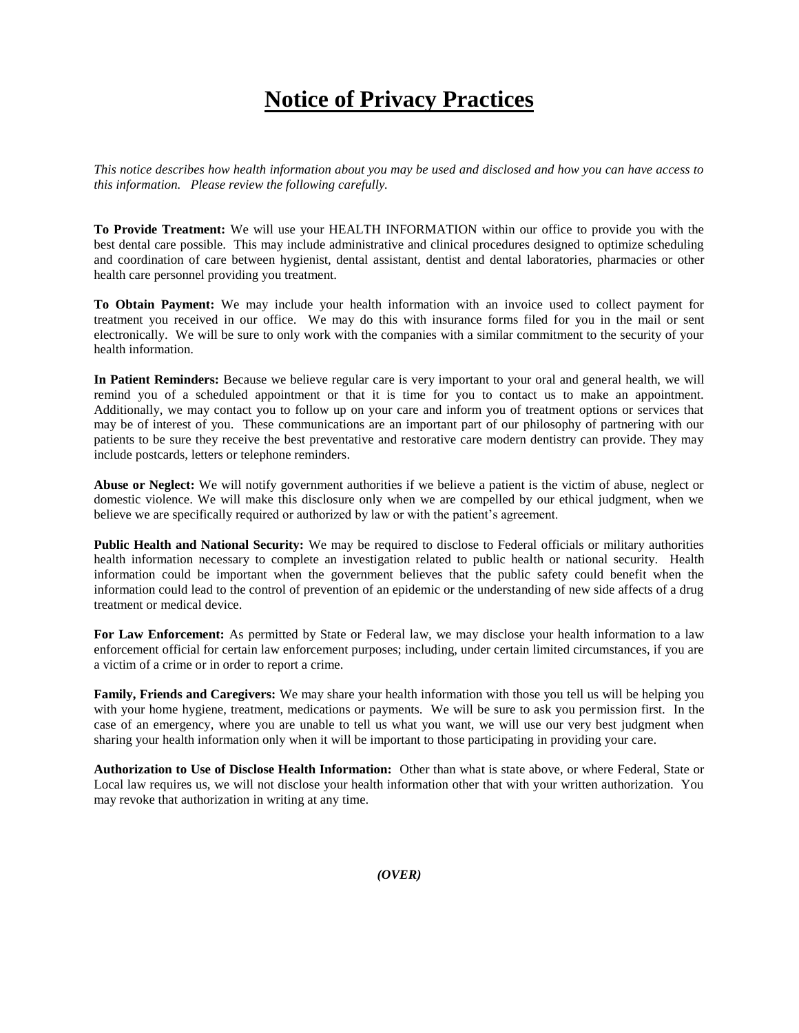# Notice of Privacy Practices

*This notice describes how health information about you may be used and disclosed and how you can have access to this information. Please review the following carefully.*

**To Provide Treatment:** We will use your HEALTH INFORMATION within our office to provide you with the best dental care possible. This may include administrative and clinical procedures designed to optimize scheduling and coordination of care between hygienist, dental assistant, dentist and dental laboratories, pharmacies or other health care personnel providing you treatment.

**To Obtain Payment:** We may include your health information with an invoice used to collect payment for treatment you received in our office. We may do this with insurance forms filed for you in the mail or sent electronically. We will be sure to only work with the companies with a similar commitment to the security of your health information.

**In Patient Reminders:** Because we believe regular care is very important to your oral and general health, we will remind you of a scheduled appointment or that it is time for you to contact us to make an appointment. Additionally, we may contact you to follow up on your care and inform you of treatment options or services that may be of interest of you. These communications are an important part of our philosophy of partnering with our patients to be sure they receive the best preventative and restorative care modern dentistry can provide. They may include postcards, letters or telephone reminders.

**Abuse or Neglect:** We will notify government authorities if we believe a patient is the victim of abuse, neglect or domestic violence. We will make this disclosure only when we are compelled by our ethical judgment, when we believe we are specifically required or authorized by law or with the patient's agreement.

**Public Health and National Security:** We may be required to disclose to Federal officials or military authorities health information necessary to complete an investigation related to public health or national security. Health information could be important when the government believes that the public safety could benefit when the information could lead to the control of prevention of an epidemic or the understanding of new side affects of a drug treatment or medical device.

**For Law Enforcement:** As permitted by State or Federal law, we may disclose your health information to a law enforcement official for certain law enforcement purposes; including, under certain limited circumstances, if you are a victim of a crime or in order to report a crime.

**Family, Friends and Caregivers:** We may share your health information with those you tell us will be helping you with your home hygiene, treatment, medications or payments. We will be sure to ask you permission first. In the case of an emergency, where you are unable to tell us what you want, we will use our very best judgment when sharing your health information only when it will be important to those participating in providing your care.

**Authorization to Use of Disclose Health Information:** Other than what is state above, or where Federal, State or Local law requires us, we will not disclose your health information other that with your written authorization. You may revoke that authorization in writing at any time.

***(OVER)***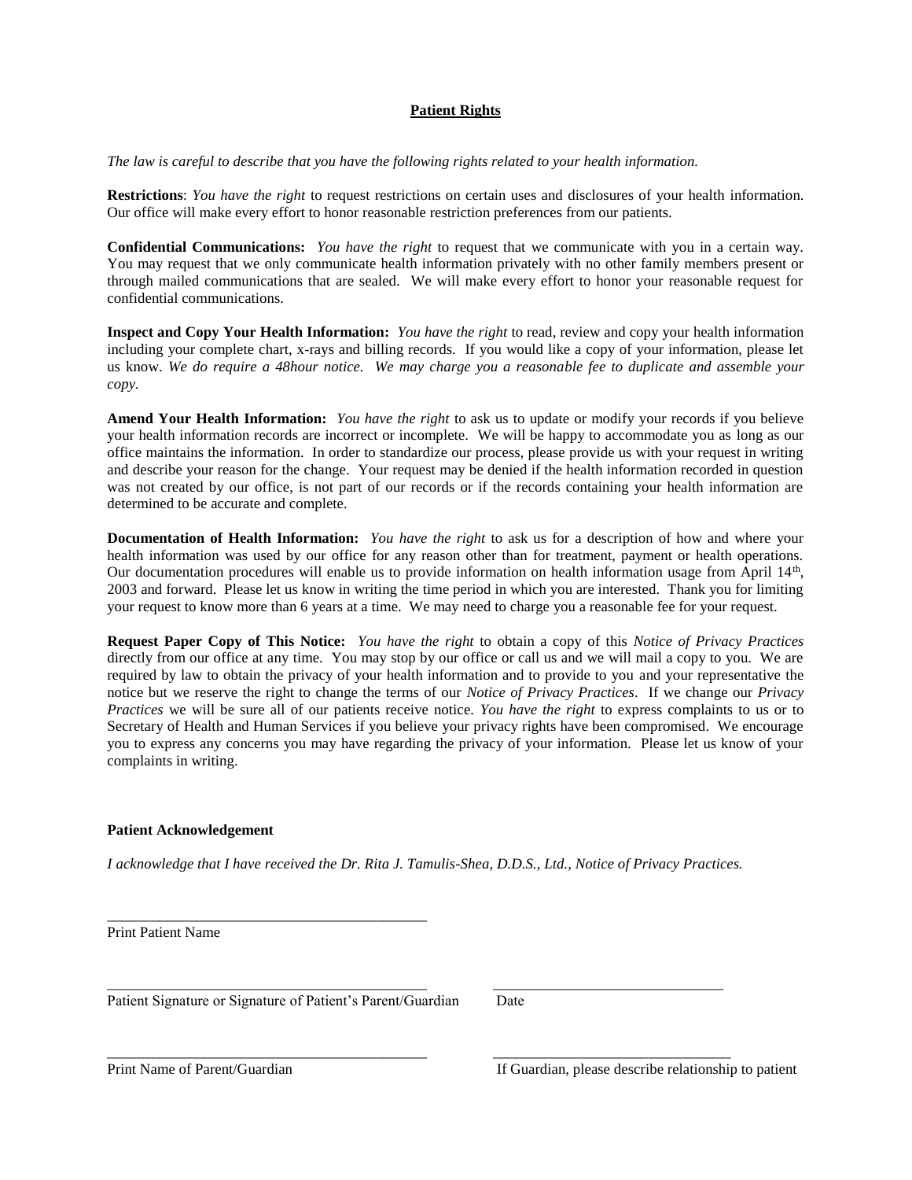## Patient Rights

*The law is careful to describe that you have the following rights related to your health information.*

**Restrictions**: *You have the right* to request restrictions on certain uses and disclosures of your health information. Our office will make every effort to honor reasonable restriction preferences from our patients.

**Confidential Communications:** *You have the right* to request that we communicate with you in a certain way. You may request that we only communicate health information privately with no other family members present or through mailed communications that are sealed. We will make every effort to honor your reasonable request for confidential communications.

**Inspect and Copy Your Health Information:** *You have the right* to read, review and copy your health information including your complete chart, x-rays and billing records. If you would like a copy of your information, please let us know. *We do require a 48hour notice. We may charge you a reasonable fee to duplicate and assemble your copy.*

**Amend Your Health Information:** *You have the right* to ask us to update or modify your records if you believe your health information records are incorrect or incomplete. We will be happy to accommodate you as long as our office maintains the information. In order to standardize our process, please provide us with your request in writing and describe your reason for the change. Your request may be denied if the health information recorded in question was not created by our office, is not part of our records or if the records containing your health information are determined to be accurate and complete.

**Documentation of Health Information:** *You have the right* to ask us for a description of how and where your health information was used by our office for any reason other than for treatment, payment or health operations. Our documentation procedures will enable us to provide information on health information usage from April 14th, 2003 and forward. Please let us know in writing the time period in which you are interested. Thank you for limiting your request to know more than 6 years at a time. We may need to charge you a reasonable fee for your request.

**Request Paper Copy of This Notice:** *You have the right* to obtain a copy of this *Notice of Privacy Practices* directly from our office at any time. You may stop by our office or call us and we will mail a copy to you. We are required by law to obtain the privacy of your health information and to provide to you and your representative the notice but we reserve the right to change the terms of our *Notice of Privacy Practices*. If we change our *Privacy Practices* we will be sure all of our patients receive notice. *You have the right* to express complaints to us or to Secretary of Health and Human Services if you believe your privacy rights have been compromised. We encourage you to express any concerns you may have regarding the privacy of your information. Please let us know of your complaints in writing.

**Patient Acknowledgement**

*I acknowledge that I have received the Dr. Rita J. Tamulis-Shea, D.D.S., Ltd., Notice of Privacy Practices.*

\_\_\_\_\_\_\_\_\_\_\_\_\_\_\_\_\_\_\_\_\_\_\_\_\_\_\_\_\_\_\_\_\_\_\_\_\_\_\_\_\_\_\_\_

Print Patient Name

\_\_\_\_\_\_\_\_\_\_\_\_\_\_\_\_\_\_\_\_\_\_\_\_\_\_\_\_\_\_\_\_\_\_\_\_\_\_\_\_\_\_\_\_ \_\_\_\_\_\_\_\_\_\_\_\_\_\_\_\_\_\_\_\_\_\_\_\_\_\_\_\_\_\_\_\_

Patient Signature or Signature of Patient's Parent/Guardian Date

\_\_\_\_\_\_\_\_\_\_\_\_\_\_\_\_\_\_\_\_\_\_\_\_\_\_\_\_\_\_\_\_\_\_\_\_\_\_\_\_\_\_\_\_ \_\_\_\_\_\_\_\_\_\_\_\_\_\_\_\_\_\_\_\_\_\_\_\_\_\_\_\_\_\_\_\_\_

Print Name of Parent/Guardian If Guardian, please describe relationship to patient